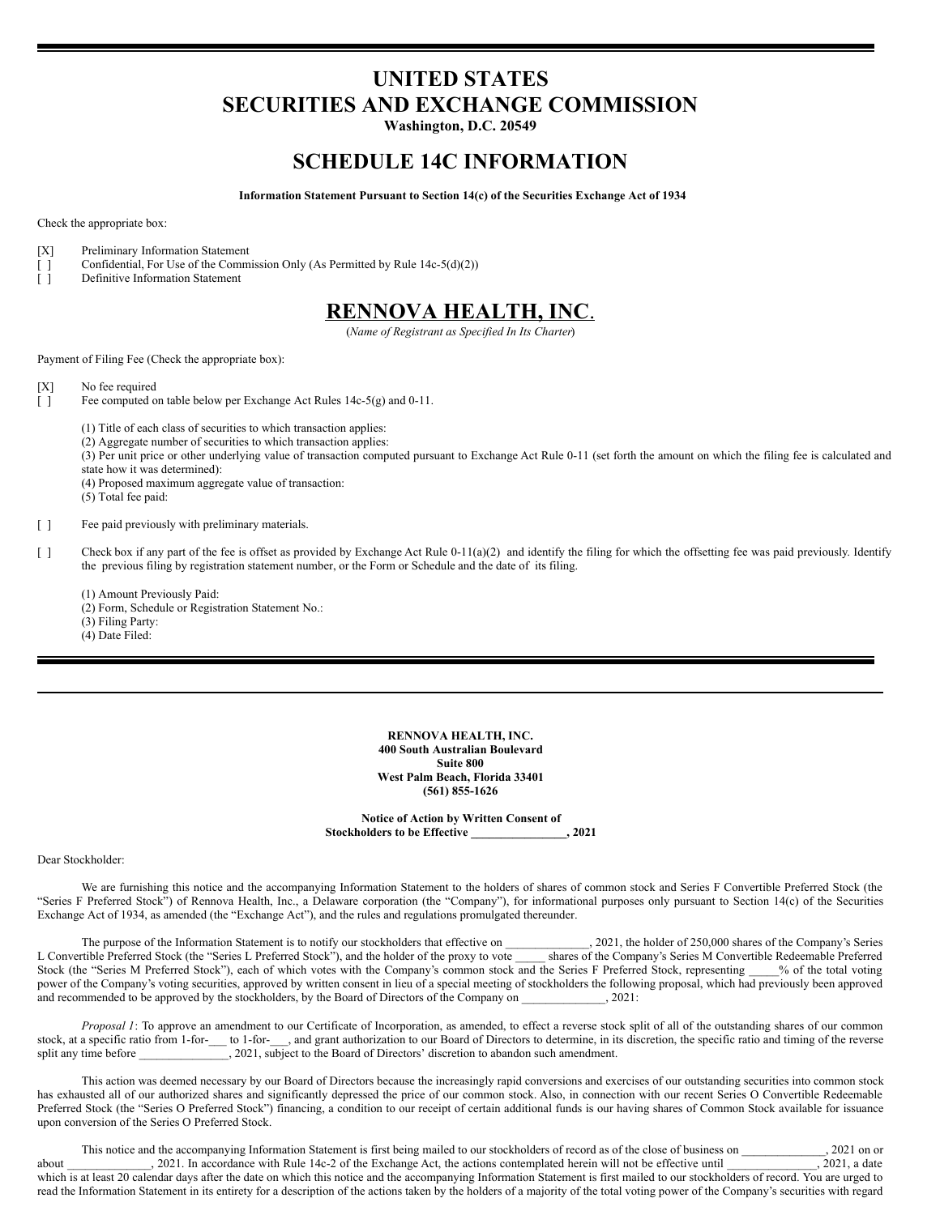# UNITED STATES
# SECURITIES AND EXCHANGE COMMISSION

**Washington, D.C. 20549**

## SCHEDULE 14C INFORMATION

**Information Statement Pursuant to Section 14(c) of the Securities Exchange Act of 1934**

Check the appropriate box:

[X] Preliminary Information Statement
[ ] Confidential, For Use of the Commission Only (As Permitted by Rule 14c-5(d)(2))
[ ] Definitive Information Statement

## RENNOVA HEALTH, INC.

(*Name of Registrant as Specified In Its Charter*)

Payment of Filing Fee (Check the appropriate box):

[X] No fee required
[ ] Fee computed on table below per Exchange Act Rules 14c-5(g) and 0-11.

(1) Title of each class of securities to which transaction applies:
(2) Aggregate number of securities to which transaction applies:
(3) Per unit price or other underlying value of transaction computed pursuant to Exchange Act Rule 0-11 (set forth the amount on which the filing fee is calculated and state how it was determined):
(4) Proposed maximum aggregate value of transaction:
(5) Total fee paid:

[ ] Fee paid previously with preliminary materials.

[ ] Check box if any part of the fee is offset as provided by Exchange Act Rule 0-11(a)(2) and identify the filing for which the offsetting fee was paid previously. Identify the previous filing by registration statement number, or the Form or Schedule and the date of its filing.

(1) Amount Previously Paid:
(2) Form, Schedule or Registration Statement No.:
(3) Filing Party:
(4) Date Filed:

---

**RENNOVA HEALTH, INC.**
**400 South Australian Boulevard**
**Suite 800**
**West Palm Beach, Florida 33401**
**(561) 855-1626**

**Notice of Action by Written Consent of**
**Stockholders to be Effective ________________, 2021**

Dear Stockholder:

We are furnishing this notice and the accompanying Information Statement to the holders of shares of common stock and Series F Convertible Preferred Stock (the "Series F Preferred Stock") of Rennova Health, Inc., a Delaware corporation (the "Company"), for informational purposes only pursuant to Section 14(c) of the Securities Exchange Act of 1934, as amended (the "Exchange Act"), and the rules and regulations promulgated thereunder.

The purpose of the Information Statement is to notify our stockholders that effective on ______________, 2021, the holder of 250,000 shares of the Company's Series L Convertible Preferred Stock (the "Series L Preferred Stock"), and the holder of the proxy to vote _____ shares of the Company's Series M Convertible Redeemable Preferred Stock (the "Series M Preferred Stock"), each of which votes with the Company's common stock and the Series F Preferred Stock, representing _____% of the total voting power of the Company's voting securities, approved by written consent in lieu of a special meeting of stockholders the following proposal, which had previously been approved and recommended to be approved by the stockholders, by the Board of Directors of the Company on ______________, 2021:

*Proposal 1*: To approve an amendment to our Certificate of Incorporation, as amended, to effect a reverse stock split of all of the outstanding shares of our common stock, at a specific ratio from 1-for-___ to 1-for-___, and grant authorization to our Board of Directors to determine, in its discretion, the specific ratio and timing of the reverse split any time before _______________, 2021, subject to the Board of Directors' discretion to abandon such amendment.

This action was deemed necessary by our Board of Directors because the increasingly rapid conversions and exercises of our outstanding securities into common stock has exhausted all of our authorized shares and significantly depressed the price of our common stock. Also, in connection with our recent Series O Convertible Redeemable Preferred Stock (the "Series O Preferred Stock") financing, a condition to our receipt of certain additional funds is our having shares of Common Stock available for issuance upon conversion of the Series O Preferred Stock.

This notice and the accompanying Information Statement is first being mailed to our stockholders of record as of the close of business on ______________, 2021 on or about ______________, 2021. In accordance with Rule 14c-2 of the Exchange Act, the actions contemplated herein will not be effective until _______________, 2021, a date which is at least 20 calendar days after the date on which this notice and the accompanying Information Statement is first mailed to our stockholders of record. You are urged to read the Information Statement in its entirety for a description of the actions taken by the holders of a majority of the total voting power of the Company's securities with regard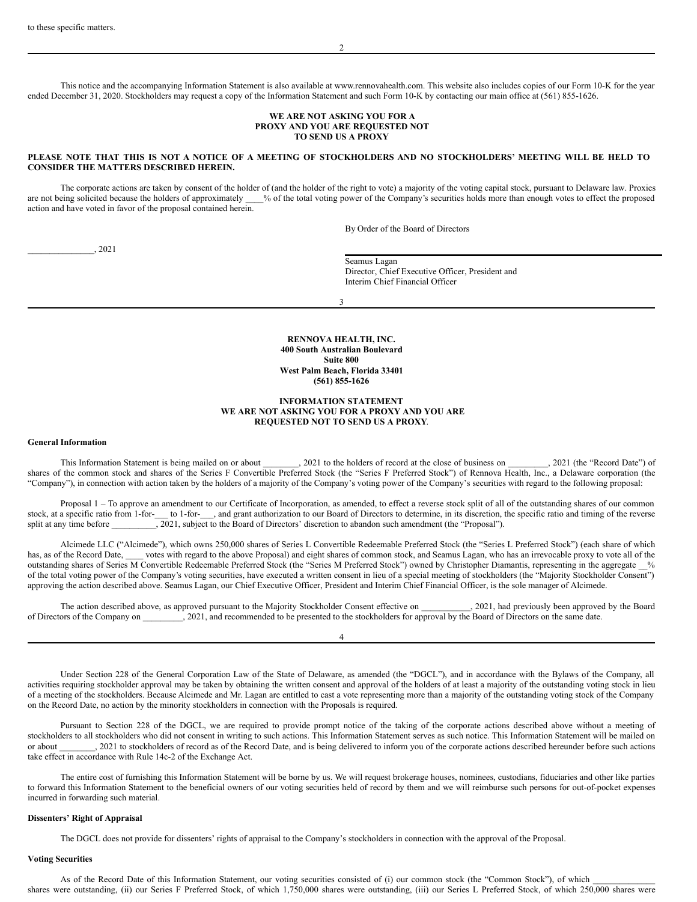to these specific matters.

This notice and the accompanying Information Statement is also available at www.rennovahealth.com. This website also includes copies of our Form 10-K for the year ended December 31, 2020. Stockholders may request a copy of the Information Statement and such Form 10-K by contacting our main office at (561) 855-1626.

**WE ARE NOT ASKING YOU FOR A PROXY AND YOU ARE REQUESTED NOT TO SEND US A PROXY**

**PLEASE NOTE THAT THIS IS NOT A NOTICE OF A MEETING OF STOCKHOLDERS AND NO STOCKHOLDERS' MEETING WILL BE HELD TO CONSIDER THE MATTERS DESCRIBED HEREIN.**

The corporate actions are taken by consent of the holder of (and the holder of the right to vote) a majority of the voting capital stock, pursuant to Delaware law. Proxies are not being solicited because the holders of approximately ____% of the total voting power of the Company's securities holds more than enough votes to effect the proposed action and have voted in favor of the proposal contained herein.

By Order of the Board of Directors

_______________, 2021

Seamus Lagan
Director, Chief Executive Officer, President and Interim Chief Financial Officer

**RENNOVA HEALTH, INC.**
**400 South Australian Boulevard**
**Suite 800**
**West Palm Beach, Florida 33401**
**(561) 855-1626**

**INFORMATION STATEMENT**
**WE ARE NOT ASKING YOU FOR A PROXY AND YOU ARE REQUESTED NOT TO SEND US A PROXY**.

**General Information**

This Information Statement is being mailed on or about ________, 2021 to the holders of record at the close of business on _________, 2021 (the "Record Date") of shares of the common stock and shares of the Series F Convertible Preferred Stock (the "Series F Preferred Stock") of Rennova Health, Inc., a Delaware corporation (the "Company"), in connection with action taken by the holders of a majority of the Company's voting power of the Company's securities with regard to the following proposal:

Proposal 1 – To approve an amendment to our Certificate of Incorporation, as amended, to effect a reverse stock split of all of the outstanding shares of our common stock, at a specific ratio from 1-for-___ to 1-for-___, and grant authorization to our Board of Directors to determine, in its discretion, the specific ratio and timing of the reverse split at any time before __________, 2021, subject to the Board of Directors' discretion to abandon such amendment (the "Proposal").

Alcimede LLC ("Alcimede"), which owns 250,000 shares of Series L Convertible Redeemable Preferred Stock (the "Series L Preferred Stock") (each share of which has, as of the Record Date, ____ votes with regard to the above Proposal) and eight shares of common stock, and Seamus Lagan, who has an irrevocable proxy to vote all of the outstanding shares of Series M Convertible Redeemable Preferred Stock (the "Series M Preferred Stock") owned by Christopher Diamantis, representing in the aggregate __% of the total voting power of the Company's voting securities, have executed a written consent in lieu of a special meeting of stockholders (the "Majority Stockholder Consent") approving the action described above. Seamus Lagan, our Chief Executive Officer, President and Interim Chief Financial Officer, is the sole manager of Alcimede.

The action described above, as approved pursuant to the Majority Stockholder Consent effective on ___________, 2021, had previously been approved by the Board of Directors of the Company on _________, 2021, and recommended to be presented to the stockholders for approval by the Board of Directors on the same date.

Under Section 228 of the General Corporation Law of the State of Delaware, as amended (the "DGCL"), and in accordance with the Bylaws of the Company, all activities requiring stockholder approval may be taken by obtaining the written consent and approval of the holders of at least a majority of the outstanding voting stock in lieu of a meeting of the stockholders. Because Alcimede and Mr. Lagan are entitled to cast a vote representing more than a majority of the outstanding voting stock of the Company on the Record Date, no action by the minority stockholders in connection with the Proposals is required.

Pursuant to Section 228 of the DGCL, we are required to provide prompt notice of the taking of the corporate actions described above without a meeting of stockholders to all stockholders who did not consent in writing to such actions. This Information Statement serves as such notice. This Information Statement will be mailed on or about ________, 2021 to stockholders of record as of the Record Date, and is being delivered to inform you of the corporate actions described hereunder before such actions take effect in accordance with Rule 14c-2 of the Exchange Act.

The entire cost of furnishing this Information Statement will be borne by us. We will request brokerage houses, nominees, custodians, fiduciaries and other like parties to forward this Information Statement to the beneficial owners of our voting securities held of record by them and we will reimburse such persons for out-of-pocket expenses incurred in forwarding such material.

**Dissenters' Right of Appraisal**

The DGCL does not provide for dissenters' rights of appraisal to the Company's stockholders in connection with the approval of the Proposal.

**Voting Securities**

As of the Record Date of this Information Statement, our voting securities consisted of (i) our common stock (the "Common Stock"), of which ______________ shares were outstanding, (ii) our Series F Preferred Stock, of which 1,750,000 shares were outstanding, (iii) our Series L Preferred Stock, of which 250,000 shares were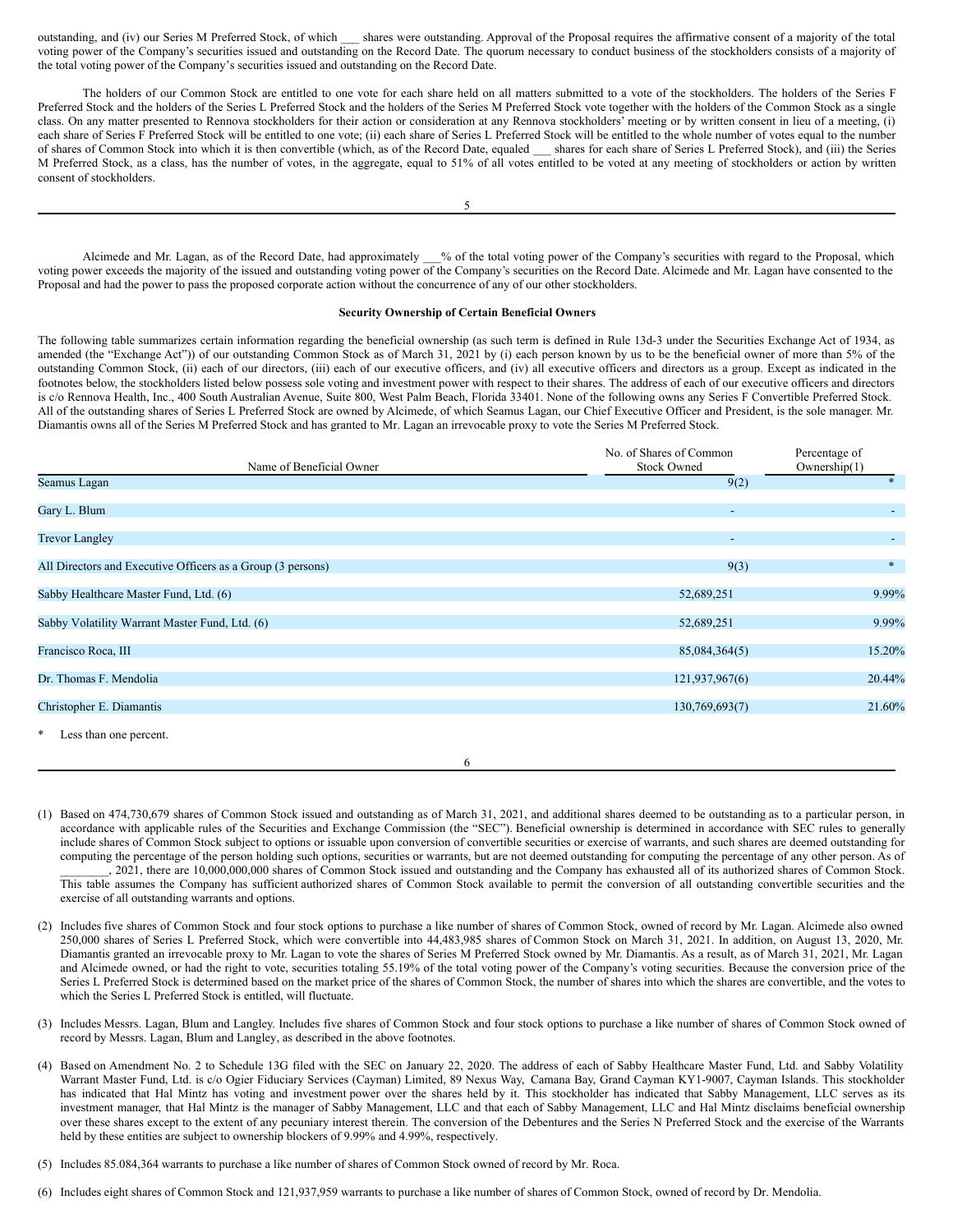outstanding, and (iv) our Series M Preferred Stock, of which ___ shares were outstanding. Approval of the Proposal requires the affirmative consent of a majority of the total voting power of the Company's securities issued and outstanding on the Record Date. The quorum necessary to conduct business of the stockholders consists of a majority of the total voting power of the Company's securities issued and outstanding on the Record Date.

The holders of our Common Stock are entitled to one vote for each share held on all matters submitted to a vote of the stockholders. The holders of the Series F Preferred Stock and the holders of the Series L Preferred Stock and the holders of the Series M Preferred Stock vote together with the holders of the Common Stock as a single class. On any matter presented to Rennova stockholders for their action or consideration at any Rennova stockholders' meeting or by written consent in lieu of a meeting, (i) each share of Series F Preferred Stock will be entitled to one vote; (ii) each share of Series L Preferred Stock will be entitled to the whole number of votes equal to the number of shares of Common Stock into which it is then convertible (which, as of the Record Date, equaled ___ shares for each share of Series L Preferred Stock), and (iii) the Series M Preferred Stock, as a class, has the number of votes, in the aggregate, equal to 51% of all votes entitled to be voted at any meeting of stockholders or action by written consent of stockholders.

Alcimede and Mr. Lagan, as of the Record Date, had approximately ___% of the total voting power of the Company's securities with regard to the Proposal, which voting power exceeds the majority of the issued and outstanding voting power of the Company's securities on the Record Date. Alcimede and Mr. Lagan have consented to the Proposal and had the power to pass the proposed corporate action without the concurrence of any of our other stockholders.

**Security Ownership of Certain Beneficial Owners**

The following table summarizes certain information regarding the beneficial ownership (as such term is defined in Rule 13d-3 under the Securities Exchange Act of 1934, as amended (the "Exchange Act")) of our outstanding Common Stock as of March 31, 2021 by (i) each person known by us to be the beneficial owner of more than 5% of the outstanding Common Stock, (ii) each of our directors, (iii) each of our executive officers, and (iv) all executive officers and directors as a group. Except as indicated in the footnotes below, the stockholders listed below possess sole voting and investment power with respect to their shares. The address of each of our executive officers and directors is c/o Rennova Health, Inc., 400 South Australian Avenue, Suite 800, West Palm Beach, Florida 33401. None of the following owns any Series F Convertible Preferred Stock. All of the outstanding shares of Series L Preferred Stock are owned by Alcimede, of which Seamus Lagan, our Chief Executive Officer and President, is the sole manager. Mr. Diamantis owns all of the Series M Preferred Stock and has granted to Mr. Lagan an irrevocable proxy to vote the Series M Preferred Stock.

| Name of Beneficial Owner | No. of Shares of Common Stock Owned | Percentage of Ownership(1) |
|---|---|---|
| Seamus Lagan | 9(2) | * |
| Gary L. Blum | - | - |
| Trevor Langley | - | - |
| All Directors and Executive Officers as a Group (3 persons) | 9(3) | * |
| Sabby Healthcare Master Fund, Ltd. (6) | 52,689,251 | 9.99% |
| Sabby Volatility Warrant Master Fund, Ltd. (6) | 52,689,251 | 9.99% |
| Francisco Roca, III | 85,084,364(5) | 15.20% |
| Dr. Thomas F. Mendolia | 121,937,967(6) | 20.44% |
| Christopher E. Diamantis | 130,769,693(7) | 21.60% |

\* Less than one percent.

(1) Based on 474,730,679 shares of Common Stock issued and outstanding as of March 31, 2021, and additional shares deemed to be outstanding as to a particular person, in accordance with applicable rules of the Securities and Exchange Commission (the "SEC"). Beneficial ownership is determined in accordance with SEC rules to generally include shares of Common Stock subject to options or issuable upon conversion of convertible securities or exercise of warrants, and such shares are deemed outstanding for computing the percentage of the person holding such options, securities or warrants, but are not deemed outstanding for computing the percentage of any other person. As of ________, 2021, there are 10,000,000,000 shares of Common Stock issued and outstanding and the Company has exhausted all of its authorized shares of Common Stock. This table assumes the Company has sufficient authorized shares of Common Stock available to permit the conversion of all outstanding convertible securities and the exercise of all outstanding warrants and options.

(2) Includes five shares of Common Stock and four stock options to purchase a like number of shares of Common Stock, owned of record by Mr. Lagan. Alcimede also owned 250,000 shares of Series L Preferred Stock, which were convertible into 44,483,985 shares of Common Stock on March 31, 2021. In addition, on August 13, 2020, Mr. Diamantis granted an irrevocable proxy to Mr. Lagan to vote the shares of Series M Preferred Stock owned by Mr. Diamantis. As a result, as of March 31, 2021, Mr. Lagan and Alcimede owned, or had the right to vote, securities totaling 55.19% of the total voting power of the Company's voting securities. Because the conversion price of the Series L Preferred Stock is determined based on the market price of the shares of Common Stock, the number of shares into which the shares are convertible, and the votes to which the Series L Preferred Stock is entitled, will fluctuate.

(3) Includes Messrs. Lagan, Blum and Langley. Includes five shares of Common Stock and four stock options to purchase a like number of shares of Common Stock owned of record by Messrs. Lagan, Blum and Langley, as described in the above footnotes.

(4) Based on Amendment No. 2 to Schedule 13G filed with the SEC on January 22, 2020. The address of each of Sabby Healthcare Master Fund, Ltd. and Sabby Volatility Warrant Master Fund, Ltd. is c/o Ogier Fiduciary Services (Cayman) Limited, 89 Nexus Way, Camana Bay, Grand Cayman KY1-9007, Cayman Islands. This stockholder has indicated that Hal Mintz has voting and investment power over the shares held by it. This stockholder has indicated that Sabby Management, LLC serves as its investment manager, that Hal Mintz is the manager of Sabby Management, LLC and that each of Sabby Management, LLC and Hal Mintz disclaims beneficial ownership over these shares except to the extent of any pecuniary interest therein. The conversion of the Debentures and the Series N Preferred Stock and the exercise of the Warrants held by these entities are subject to ownership blockers of 9.99% and 4.99%, respectively.

(5) Includes 85.084,364 warrants to purchase a like number of shares of Common Stock owned of record by Mr. Roca.

(6) Includes eight shares of Common Stock and 121,937,959 warrants to purchase a like number of shares of Common Stock, owned of record by Dr. Mendolia.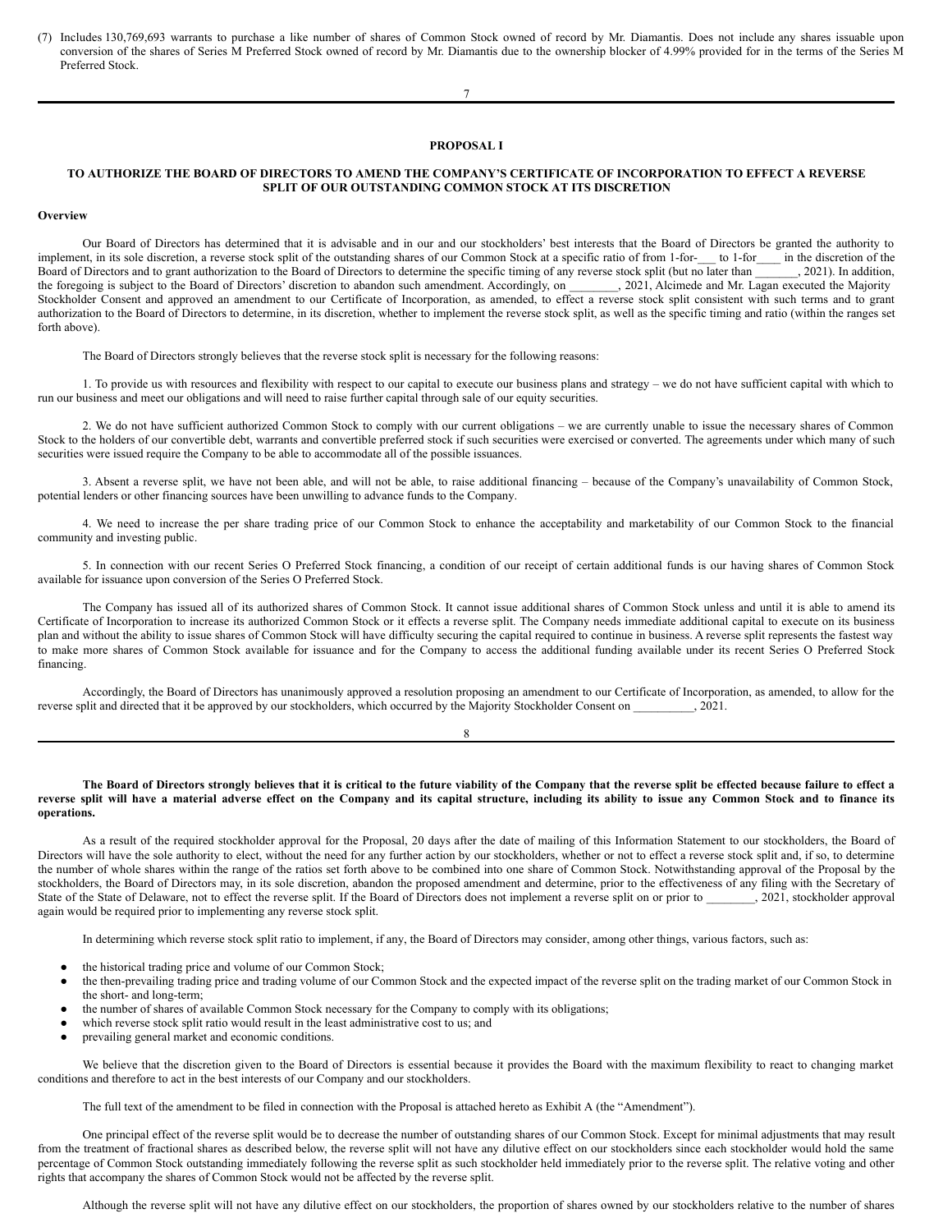(7) Includes 130,769,693 warrants to purchase a like number of shares of Common Stock owned of record by Mr. Diamantis. Does not include any shares issuable upon conversion of the shares of Series M Preferred Stock owned of record by Mr. Diamantis due to the ownership blocker of 4.99% provided for in the terms of the Series M Preferred Stock.

## PROPOSAL I

### TO AUTHORIZE THE BOARD OF DIRECTORS TO AMEND THE COMPANY'S CERTIFICATE OF INCORPORATION TO EFFECT A REVERSE SPLIT OF OUR OUTSTANDING COMMON STOCK AT ITS DISCRETION

**Overview**

Our Board of Directors has determined that it is advisable and in our and our stockholders' best interests that the Board of Directors be granted the authority to implement, in its sole discretion, a reverse stock split of the outstanding shares of our Common Stock at a specific ratio of from 1-for-___ to 1-for____ in the discretion of the Board of Directors and to grant authorization to the Board of Directors to determine the specific timing of any reverse stock split (but no later than _______, 2021). In addition, the foregoing is subject to the Board of Directors' discretion to abandon such amendment. Accordingly, on ________, 2021, Alcimede and Mr. Lagan executed the Majority Stockholder Consent and approved an amendment to our Certificate of Incorporation, as amended, to effect a reverse stock split consistent with such terms and to grant authorization to the Board of Directors to determine, in its discretion, whether to implement the reverse stock split, as well as the specific timing and ratio (within the ranges set forth above).

The Board of Directors strongly believes that the reverse stock split is necessary for the following reasons:

1. To provide us with resources and flexibility with respect to our capital to execute our business plans and strategy – we do not have sufficient capital with which to run our business and meet our obligations and will need to raise further capital through sale of our equity securities.

2. We do not have sufficient authorized Common Stock to comply with our current obligations – we are currently unable to issue the necessary shares of Common Stock to the holders of our convertible debt, warrants and convertible preferred stock if such securities were exercised or converted. The agreements under which many of such securities were issued require the Company to be able to accommodate all of the possible issuances.

3. Absent a reverse split, we have not been able, and will not be able, to raise additional financing – because of the Company's unavailability of Common Stock, potential lenders or other financing sources have been unwilling to advance funds to the Company.

4. We need to increase the per share trading price of our Common Stock to enhance the acceptability and marketability of our Common Stock to the financial community and investing public.

5. In connection with our recent Series O Preferred Stock financing, a condition of our receipt of certain additional funds is our having shares of Common Stock available for issuance upon conversion of the Series O Preferred Stock.

The Company has issued all of its authorized shares of Common Stock. It cannot issue additional shares of Common Stock unless and until it is able to amend its Certificate of Incorporation to increase its authorized Common Stock or it effects a reverse split. The Company needs immediate additional capital to execute on its business plan and without the ability to issue shares of Common Stock will have difficulty securing the capital required to continue in business. A reverse split represents the fastest way to make more shares of Common Stock available for issuance and for the Company to access the additional funding available under its recent Series O Preferred Stock financing.

Accordingly, the Board of Directors has unanimously approved a resolution proposing an amendment to our Certificate of Incorporation, as amended, to allow for the reverse split and directed that it be approved by our stockholders, which occurred by the Majority Stockholder Consent on __________, 2021.

**The Board of Directors strongly believes that it is critical to the future viability of the Company that the reverse split be effected because failure to effect a reverse split will have a material adverse effect on the Company and its capital structure, including its ability to issue any Common Stock and to finance its operations.**

As a result of the required stockholder approval for the Proposal, 20 days after the date of mailing of this Information Statement to our stockholders, the Board of Directors will have the sole authority to elect, without the need for any further action by our stockholders, whether or not to effect a reverse stock split and, if so, to determine the number of whole shares within the range of the ratios set forth above to be combined into one share of Common Stock. Notwithstanding approval of the Proposal by the stockholders, the Board of Directors may, in its sole discretion, abandon the proposed amendment and determine, prior to the effectiveness of any filing with the Secretary of State of the State of Delaware, not to effect the reverse split. If the Board of Directors does not implement a reverse split on or prior to ________, 2021, stockholder approval again would be required prior to implementing any reverse stock split.

In determining which reverse stock split ratio to implement, if any, the Board of Directors may consider, among other things, various factors, such as:

- the historical trading price and volume of our Common Stock;
- the then-prevailing trading price and trading volume of our Common Stock and the expected impact of the reverse split on the trading market of our Common Stock in the short- and long-term;
- the number of shares of available Common Stock necessary for the Company to comply with its obligations;
- which reverse stock split ratio would result in the least administrative cost to us; and
- prevailing general market and economic conditions.

We believe that the discretion given to the Board of Directors is essential because it provides the Board with the maximum flexibility to react to changing market conditions and therefore to act in the best interests of our Company and our stockholders.

The full text of the amendment to be filed in connection with the Proposal is attached hereto as Exhibit A (the "Amendment").

One principal effect of the reverse split would be to decrease the number of outstanding shares of our Common Stock. Except for minimal adjustments that may result from the treatment of fractional shares as described below, the reverse split will not have any dilutive effect on our stockholders since each stockholder would hold the same percentage of Common Stock outstanding immediately following the reverse split as such stockholder held immediately prior to the reverse split. The relative voting and other rights that accompany the shares of Common Stock would not be affected by the reverse split.

Although the reverse split will not have any dilutive effect on our stockholders, the proportion of shares owned by our stockholders relative to the number of shares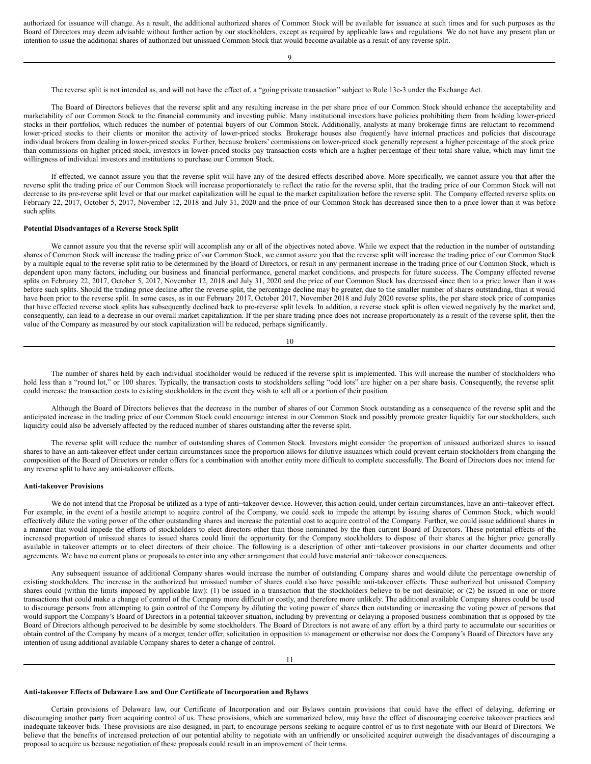authorized for issuance will change. As a result, the additional authorized shares of Common Stock will be available for issuance at such times and for such purposes as the Board of Directors may deem advisable without further action by our stockholders, except as required by applicable laws and regulations. We do not have any present plan or intention to issue the additional shares of authorized but unissued Common Stock that would become available as a result of any reverse split.

The reverse split is not intended as, and will not have the effect of, a "going private transaction" subject to Rule 13e-3 under the Exchange Act.

The Board of Directors believes that the reverse split and any resulting increase in the per share price of our Common Stock should enhance the acceptability and marketability of our Common Stock to the financial community and investing public. Many institutional investors have policies prohibiting them from holding lower-priced stocks in their portfolios, which reduces the number of potential buyers of our Common Stock. Additionally, analysts at many brokerage firms are reluctant to recommend lower-priced stocks to their clients or monitor the activity of lower-priced stocks. Brokerage houses also frequently have internal practices and policies that discourage individual brokers from dealing in lower-priced stocks. Further, because brokers' commissions on lower-priced stock generally represent a higher percentage of the stock price than commissions on higher priced stock, investors in lower-priced stocks pay transaction costs which are a higher percentage of their total share value, which may limit the willingness of individual investors and institutions to purchase our Common Stock.

If effected, we cannot assure you that the reverse split will have any of the desired effects described above. More specifically, we cannot assure you that after the reverse split the trading price of our Common Stock will increase proportionately to reflect the ratio for the reverse split, that the trading price of our Common Stock will not decrease to its pre-reverse split level or that our market capitalization will be equal to the market capitalization before the reverse split. The Company effected reverse splits on February 22, 2017, October 5, 2017, November 12, 2018 and July 31, 2020 and the price of our Common Stock has decreased since then to a price lower than it was before such splits.

**Potential Disadvantages of a Reverse Stock Split**

We cannot assure you that the reverse split will accomplish any or all of the objectives noted above. While we expect that the reduction in the number of outstanding shares of Common Stock will increase the trading price of our Common Stock, we cannot assure you that the reverse split will increase the trading price of our Common Stock by a multiple equal to the reverse split ratio to be determined by the Board of Directors, or result in any permanent increase in the trading price of our Common Stock, which is dependent upon many factors, including our business and financial performance, general market conditions, and prospects for future success. The Company effected reverse splits on February 22, 2017, October 5, 2017, November 12, 2018 and July 31, 2020 and the price of our Common Stock has decreased since then to a price lower than it was before such splits. Should the trading price decline after the reverse split, the percentage decline may be greater, due to the smaller number of shares outstanding, than it would have been prior to the reverse split. In some cases, as in our February 2017, October 2017, November 2018 and July 2020 reverse splits, the per share stock price of companies that have effected reverse stock splits has subsequently declined back to pre-reverse split levels. In addition, a reverse stock split is often viewed negatively by the market and, consequently, can lead to a decrease in our overall market capitalization. If the per share trading price does not increase proportionately as a result of the reverse split, then the value of the Company as measured by our stock capitalization will be reduced, perhaps significantly.

The number of shares held by each individual stockholder would be reduced if the reverse split is implemented. This will increase the number of stockholders who hold less than a "round lot," or 100 shares. Typically, the transaction costs to stockholders selling "odd lots" are higher on a per share basis. Consequently, the reverse split could increase the transaction costs to existing stockholders in the event they wish to sell all or a portion of their position.

Although the Board of Directors believes that the decrease in the number of shares of our Common Stock outstanding as a consequence of the reverse split and the anticipated increase in the trading price of our Common Stock could encourage interest in our Common Stock and possibly promote greater liquidity for our stockholders, such liquidity could also be adversely affected by the reduced number of shares outstanding after the reverse split.

The reverse split will reduce the number of outstanding shares of Common Stock. Investors might consider the proportion of unissued authorized shares to issued shares to have an anti-takeover effect under certain circumstances since the proportion allows for dilutive issuances which could prevent certain stockholders from changing the composition of the Board of Directors or render offers for a combination with another entity more difficult to complete successfully. The Board of Directors does not intend for any reverse split to have any anti-takeover effects.

**Anti-takeover Provisions**

We do not intend that the Proposal be utilized as a type of anti−takeover device. However, this action could, under certain circumstances, have an anti−takeover effect. For example, in the event of a hostile attempt to acquire control of the Company, we could seek to impede the attempt by issuing shares of Common Stock, which would effectively dilute the voting power of the other outstanding shares and increase the potential cost to acquire control of the Company. Further, we could issue additional shares in a manner that would impede the efforts of stockholders to elect directors other than those nominated by the then current Board of Directors. These potential effects of the increased proportion of unissued shares to issued shares could limit the opportunity for the Company stockholders to dispose of their shares at the higher price generally available in takeover attempts or to elect directors of their choice. The following is a description of other anti−takeover provisions in our charter documents and other agreements. We have no current plans or proposals to enter into any other arrangement that could have material anti−takeover consequences.

Any subsequent issuance of additional Company shares would increase the number of outstanding Company shares and would dilute the percentage ownership of existing stockholders. The increase in the authorized but unissued number of shares could also have possible anti-takeover effects. These authorized but unissued Company shares could (within the limits imposed by applicable law): (1) be issued in a transaction that the stockholders believe to be not desirable; or (2) be issued in one or more transactions that could make a change of control of the Company more difficult or costly, and therefore more unlikely. The additional available Company shares could be used to discourage persons from attempting to gain control of the Company by diluting the voting power of shares then outstanding or increasing the voting power of persons that would support the Company's Board of Directors in a potential takeover situation, including by preventing or delaying a proposed business combination that is opposed by the Board of Directors although perceived to be desirable by some stockholders. The Board of Directors is not aware of any effort by a third party to accumulate our securities or obtain control of the Company by means of a merger, tender offer, solicitation in opposition to management or otherwise nor does the Company's Board of Directors have any intention of using additional available Company shares to deter a change of control.

**Anti-takeover Effects of Delaware Law and Our Certificate of Incorporation and Bylaws**

Certain provisions of Delaware law, our Certificate of Incorporation and our Bylaws contain provisions that could have the effect of delaying, deferring or discouraging another party from acquiring control of us. These provisions, which are summarized below, may have the effect of discouraging coercive takeover practices and inadequate takeover bids. These provisions are also designed, in part, to encourage persons seeking to acquire control of us to first negotiate with our Board of Directors. We believe that the benefits of increased protection of our potential ability to negotiate with an unfriendly or unsolicited acquirer outweigh the disadvantages of discouraging a proposal to acquire us because negotiation of these proposals could result in an improvement of their terms.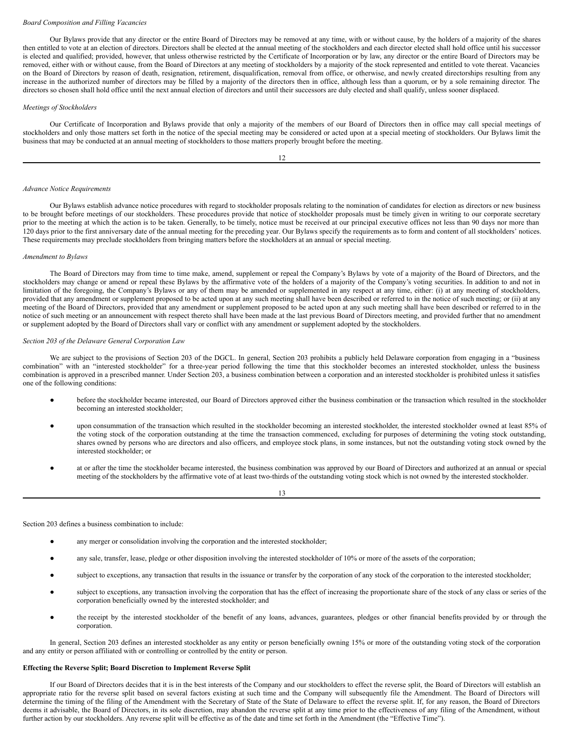*Board Composition and Filling Vacancies*

Our Bylaws provide that any director or the entire Board of Directors may be removed at any time, with or without cause, by the holders of a majority of the shares then entitled to vote at an election of directors. Directors shall be elected at the annual meeting of the stockholders and each director elected shall hold office until his successor is elected and qualified; provided, however, that unless otherwise restricted by the Certificate of Incorporation or by law, any director or the entire Board of Directors may be removed, either with or without cause, from the Board of Directors at any meeting of stockholders by a majority of the stock represented and entitled to vote thereat. Vacancies on the Board of Directors by reason of death, resignation, retirement, disqualification, removal from office, or otherwise, and newly created directorships resulting from any increase in the authorized number of directors may be filled by a majority of the directors then in office, although less than a quorum, or by a sole remaining director. The directors so chosen shall hold office until the next annual election of directors and until their successors are duly elected and shall qualify, unless sooner displaced.

*Meetings of Stockholders*

Our Certificate of Incorporation and Bylaws provide that only a majority of the members of our Board of Directors then in office may call special meetings of stockholders and only those matters set forth in the notice of the special meeting may be considered or acted upon at a special meeting of stockholders. Our Bylaws limit the business that may be conducted at an annual meeting of stockholders to those matters properly brought before the meeting.

*Advance Notice Requirements*

Our Bylaws establish advance notice procedures with regard to stockholder proposals relating to the nomination of candidates for election as directors or new business to be brought before meetings of our stockholders. These procedures provide that notice of stockholder proposals must be timely given in writing to our corporate secretary prior to the meeting at which the action is to be taken. Generally, to be timely, notice must be received at our principal executive offices not less than 90 days nor more than 120 days prior to the first anniversary date of the annual meeting for the preceding year. Our Bylaws specify the requirements as to form and content of all stockholders' notices. These requirements may preclude stockholders from bringing matters before the stockholders at an annual or special meeting.

*Amendment to Bylaws*

The Board of Directors may from time to time make, amend, supplement or repeal the Company's Bylaws by vote of a majority of the Board of Directors, and the stockholders may change or amend or repeal these Bylaws by the affirmative vote of the holders of a majority of the Company's voting securities. In addition to and not in limitation of the foregoing, the Company's Bylaws or any of them may be amended or supplemented in any respect at any time, either: (i) at any meeting of stockholders, provided that any amendment or supplement proposed to be acted upon at any such meeting shall have been described or referred to in the notice of such meeting; or (ii) at any meeting of the Board of Directors, provided that any amendment or supplement proposed to be acted upon at any such meeting shall have been described or referred to in the notice of such meeting or an announcement with respect thereto shall have been made at the last previous Board of Directors meeting, and provided further that no amendment or supplement adopted by the Board of Directors shall vary or conflict with any amendment or supplement adopted by the stockholders.

*Section 203 of the Delaware General Corporation Law*

We are subject to the provisions of Section 203 of the DGCL. In general, Section 203 prohibits a publicly held Delaware corporation from engaging in a "business combination" with an "interested stockholder" for a three-year period following the time that this stockholder becomes an interested stockholder, unless the business combination is approved in a prescribed manner. Under Section 203, a business combination between a corporation and an interested stockholder is prohibited unless it satisfies one of the following conditions:

- before the stockholder became interested, our Board of Directors approved either the business combination or the transaction which resulted in the stockholder becoming an interested stockholder;
- upon consummation of the transaction which resulted in the stockholder becoming an interested stockholder, the interested stockholder owned at least 85% of the voting stock of the corporation outstanding at the time the transaction commenced, excluding for purposes of determining the voting stock outstanding, shares owned by persons who are directors and also officers, and employee stock plans, in some instances, but not the outstanding voting stock owned by the interested stockholder; or
- at or after the time the stockholder became interested, the business combination was approved by our Board of Directors and authorized at an annual or special meeting of the stockholders by the affirmative vote of at least two-thirds of the outstanding voting stock which is not owned by the interested stockholder.

Section 203 defines a business combination to include:

- any merger or consolidation involving the corporation and the interested stockholder;
- any sale, transfer, lease, pledge or other disposition involving the interested stockholder of 10% or more of the assets of the corporation;
- subject to exceptions, any transaction that results in the issuance or transfer by the corporation of any stock of the corporation to the interested stockholder;
- subject to exceptions, any transaction involving the corporation that has the effect of increasing the proportionate share of the stock of any class or series of the corporation beneficially owned by the interested stockholder; and
- the receipt by the interested stockholder of the benefit of any loans, advances, guarantees, pledges or other financial benefits provided by or through the corporation.

In general, Section 203 defines an interested stockholder as any entity or person beneficially owning 15% or more of the outstanding voting stock of the corporation and any entity or person affiliated with or controlling or controlled by the entity or person.

**Effecting the Reverse Split; Board Discretion to Implement Reverse Split**

If our Board of Directors decides that it is in the best interests of the Company and our stockholders to effect the reverse split, the Board of Directors will establish an appropriate ratio for the reverse split based on several factors existing at such time and the Company will subsequently file the Amendment. The Board of Directors will determine the timing of the filing of the Amendment with the Secretary of State of the State of Delaware to effect the reverse split. If, for any reason, the Board of Directors deems it advisable, the Board of Directors, in its sole discretion, may abandon the reverse split at any time prior to the effectiveness of any filing of the Amendment, without further action by our stockholders. Any reverse split will be effective as of the date and time set forth in the Amendment (the "Effective Time").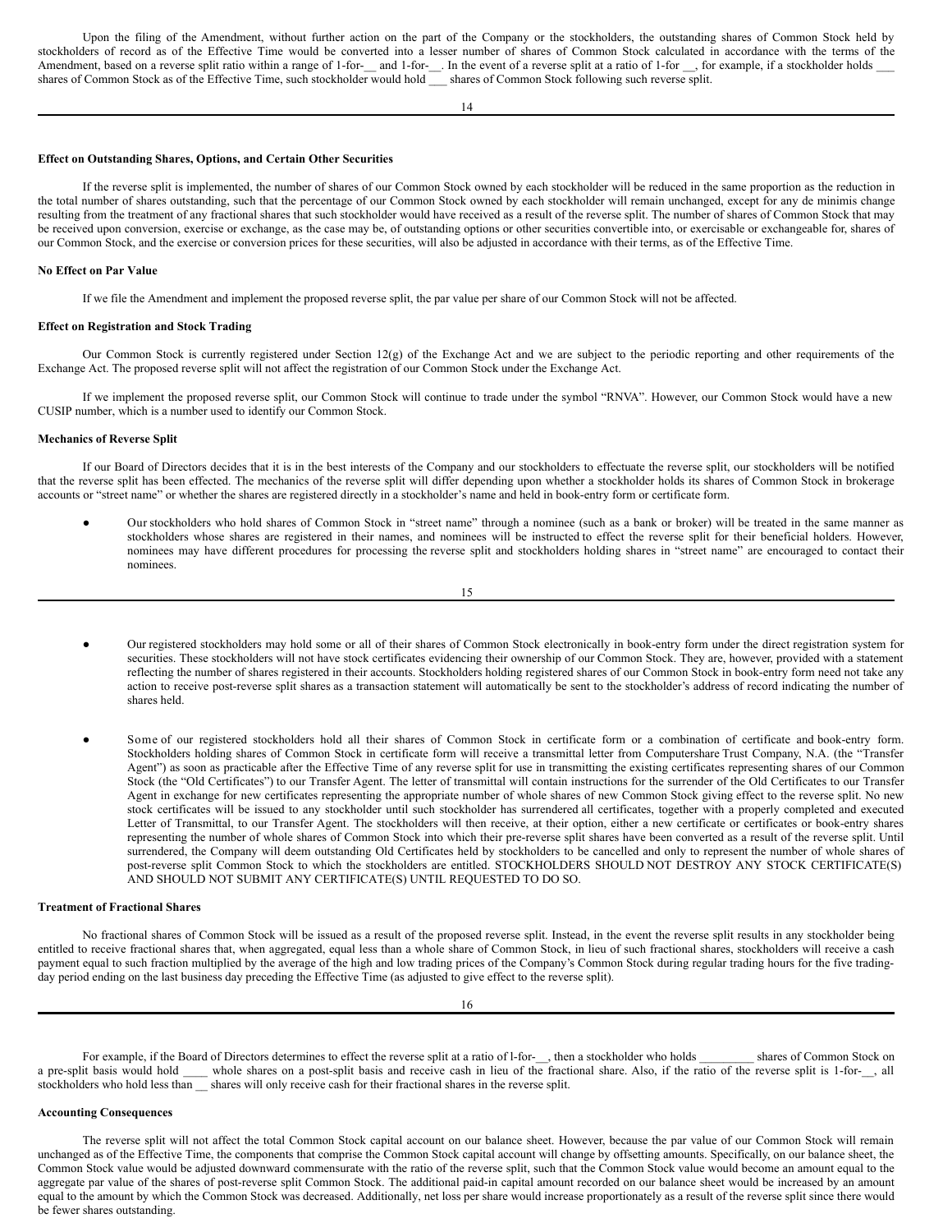Upon the filing of the Amendment, without further action on the part of the Company or the stockholders, the outstanding shares of Common Stock held by stockholders of record as of the Effective Time would be converted into a lesser number of shares of Common Stock calculated in accordance with the terms of the Amendment, based on a reverse split ratio within a range of 1-for-__ and 1-for-__. In the event of a reverse split at a ratio of 1-for __, for example, if a stockholder holds ___ shares of Common Stock as of the Effective Time, such stockholder would hold ___ shares of Common Stock following such reverse split.

**Effect on Outstanding Shares, Options, and Certain Other Securities**

If the reverse split is implemented, the number of shares of our Common Stock owned by each stockholder will be reduced in the same proportion as the reduction in the total number of shares outstanding, such that the percentage of our Common Stock owned by each stockholder will remain unchanged, except for any de minimis change resulting from the treatment of any fractional shares that such stockholder would have received as a result of the reverse split. The number of shares of Common Stock that may be received upon conversion, exercise or exchange, as the case may be, of outstanding options or other securities convertible into, or exercisable or exchangeable for, shares of our Common Stock, and the exercise or conversion prices for these securities, will also be adjusted in accordance with their terms, as of the Effective Time.

**No Effect on Par Value**

If we file the Amendment and implement the proposed reverse split, the par value per share of our Common Stock will not be affected.

**Effect on Registration and Stock Trading**

Our Common Stock is currently registered under Section 12(g) of the Exchange Act and we are subject to the periodic reporting and other requirements of the Exchange Act. The proposed reverse split will not affect the registration of our Common Stock under the Exchange Act.

If we implement the proposed reverse split, our Common Stock will continue to trade under the symbol "RNVA". However, our Common Stock would have a new CUSIP number, which is a number used to identify our Common Stock.

**Mechanics of Reverse Split**

If our Board of Directors decides that it is in the best interests of the Company and our stockholders to effectuate the reverse split, our stockholders will be notified that the reverse split has been effected. The mechanics of the reverse split will differ depending upon whether a stockholder holds its shares of Common Stock in brokerage accounts or "street name" or whether the shares are registered directly in a stockholder's name and held in book-entry form or certificate form.

- Our stockholders who hold shares of Common Stock in "street name" through a nominee (such as a bank or broker) will be treated in the same manner as stockholders whose shares are registered in their names, and nominees will be instructed to effect the reverse split for their beneficial holders. However, nominees may have different procedures for processing the reverse split and stockholders holding shares in "street name" are encouraged to contact their nominees.

- Our registered stockholders may hold some or all of their shares of Common Stock electronically in book-entry form under the direct registration system for securities. These stockholders will not have stock certificates evidencing their ownership of our Common Stock. They are, however, provided with a statement reflecting the number of shares registered in their accounts. Stockholders holding registered shares of our Common Stock in book-entry form need not take any action to receive post-reverse split shares as a transaction statement will automatically be sent to the stockholder's address of record indicating the number of shares held.

- Some of our registered stockholders hold all their shares of Common Stock in certificate form or a combination of certificate and book-entry form. Stockholders holding shares of Common Stock in certificate form will receive a transmittal letter from Computershare Trust Company, N.A. (the "Transfer Agent") as soon as practicable after the Effective Time of any reverse split for use in transmitting the existing certificates representing shares of our Common Stock (the "Old Certificates") to our Transfer Agent. The letter of transmittal will contain instructions for the surrender of the Old Certificates to our Transfer Agent in exchange for new certificates representing the appropriate number of whole shares of new Common Stock giving effect to the reverse split. No new stock certificates will be issued to any stockholder until such stockholder has surrendered all certificates, together with a properly completed and executed Letter of Transmittal, to our Transfer Agent. The stockholders will then receive, at their option, either a new certificate or certificates or book-entry shares representing the number of whole shares of Common Stock into which their pre-reverse split shares have been converted as a result of the reverse split. Until surrendered, the Company will deem outstanding Old Certificates held by stockholders to be cancelled and only to represent the number of whole shares of post-reverse split Common Stock to which the stockholders are entitled. STOCKHOLDERS SHOULD NOT DESTROY ANY STOCK CERTIFICATE(S) AND SHOULD NOT SUBMIT ANY CERTIFICATE(S) UNTIL REQUESTED TO DO SO.

**Treatment of Fractional Shares**

No fractional shares of Common Stock will be issued as a result of the proposed reverse split. Instead, in the event the reverse split results in any stockholder being entitled to receive fractional shares that, when aggregated, equal less than a whole share of Common Stock, in lieu of such fractional shares, stockholders will receive a cash payment equal to such fraction multiplied by the average of the high and low trading prices of the Company's Common Stock during regular trading hours for the five trading-day period ending on the last business day preceding the Effective Time (as adjusted to give effect to the reverse split).

For example, if the Board of Directors determines to effect the reverse split at a ratio of l-for-__, then a stockholder who holds _________ shares of Common Stock on a pre-split basis would hold ____ whole shares on a post-split basis and receive cash in lieu of the fractional share. Also, if the ratio of the reverse split is 1-for-__, all stockholders who hold less than __ shares will only receive cash for their fractional shares in the reverse split.

**Accounting Consequences**

The reverse split will not affect the total Common Stock capital account on our balance sheet. However, because the par value of our Common Stock will remain unchanged as of the Effective Time, the components that comprise the Common Stock capital account will change by offsetting amounts. Specifically, on our balance sheet, the Common Stock value would be adjusted downward commensurate with the ratio of the reverse split, such that the Common Stock value would become an amount equal to the aggregate par value of the shares of post-reverse split Common Stock. The additional paid-in capital amount recorded on our balance sheet would be increased by an amount equal to the amount by which the Common Stock was decreased. Additionally, net loss per share would increase proportionately as a result of the reverse split since there would be fewer shares outstanding.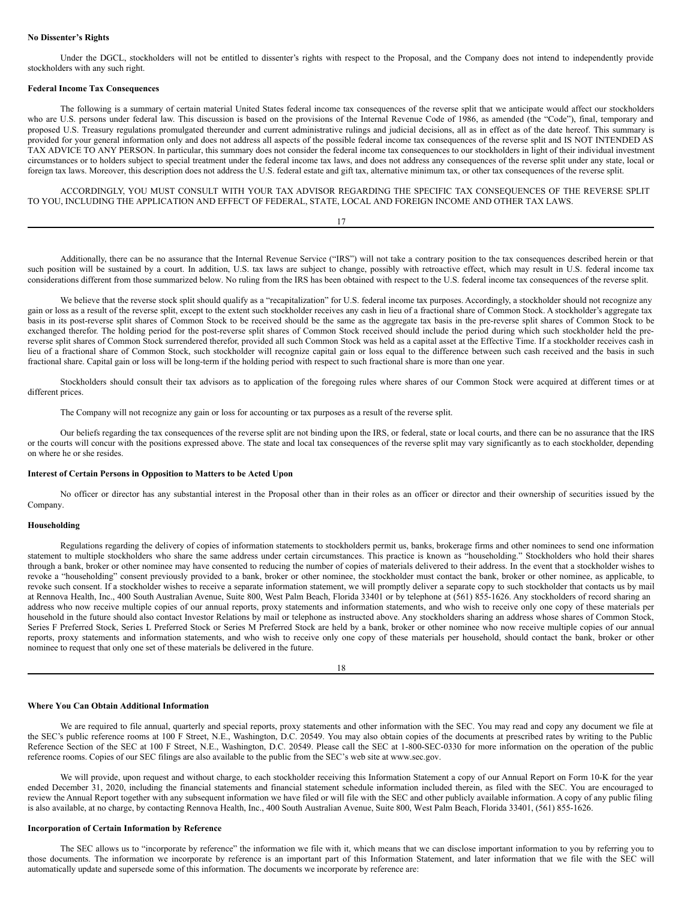### No Dissenter's Rights

Under the DGCL, stockholders will not be entitled to dissenter's rights with respect to the Proposal, and the Company does not intend to independently provide stockholders with any such right.

### Federal Income Tax Consequences

The following is a summary of certain material United States federal income tax consequences of the reverse split that we anticipate would affect our stockholders who are U.S. persons under federal law. This discussion is based on the provisions of the Internal Revenue Code of 1986, as amended (the "Code"), final, temporary and proposed U.S. Treasury regulations promulgated thereunder and current administrative rulings and judicial decisions, all as in effect as of the date hereof. This summary is provided for your general information only and does not address all aspects of the possible federal income tax consequences of the reverse split and IS NOT INTENDED AS TAX ADVICE TO ANY PERSON. In particular, this summary does not consider the federal income tax consequences to our stockholders in light of their individual investment circumstances or to holders subject to special treatment under the federal income tax laws, and does not address any consequences of the reverse split under any state, local or foreign tax laws. Moreover, this description does not address the U.S. federal estate and gift tax, alternative minimum tax, or other tax consequences of the reverse split.

ACCORDINGLY, YOU MUST CONSULT WITH YOUR TAX ADVISOR REGARDING THE SPECIFIC TAX CONSEQUENCES OF THE REVERSE SPLIT TO YOU, INCLUDING THE APPLICATION AND EFFECT OF FEDERAL, STATE, LOCAL AND FOREIGN INCOME AND OTHER TAX LAWS.

Additionally, there can be no assurance that the Internal Revenue Service ("IRS") will not take a contrary position to the tax consequences described herein or that such position will be sustained by a court. In addition, U.S. tax laws are subject to change, possibly with retroactive effect, which may result in U.S. federal income tax considerations different from those summarized below. No ruling from the IRS has been obtained with respect to the U.S. federal income tax consequences of the reverse split.

We believe that the reverse stock split should qualify as a "recapitalization" for U.S. federal income tax purposes. Accordingly, a stockholder should not recognize any gain or loss as a result of the reverse split, except to the extent such stockholder receives any cash in lieu of a fractional share of Common Stock. A stockholder's aggregate tax basis in its post-reverse split shares of Common Stock to be received should be the same as the aggregate tax basis in the pre-reverse split shares of Common Stock to be exchanged therefor. The holding period for the post-reverse split shares of Common Stock received should include the period during which such stockholder held the pre-reverse split shares of Common Stock surrendered therefor, provided all such Common Stock was held as a capital asset at the Effective Time. If a stockholder receives cash in lieu of a fractional share of Common Stock, such stockholder will recognize capital gain or loss equal to the difference between such cash received and the basis in such fractional share. Capital gain or loss will be long-term if the holding period with respect to such fractional share is more than one year.

Stockholders should consult their tax advisors as to application of the foregoing rules where shares of our Common Stock were acquired at different times or at different prices.

The Company will not recognize any gain or loss for accounting or tax purposes as a result of the reverse split.

Our beliefs regarding the tax consequences of the reverse split are not binding upon the IRS, or federal, state or local courts, and there can be no assurance that the IRS or the courts will concur with the positions expressed above. The state and local tax consequences of the reverse split may vary significantly as to each stockholder, depending on where he or she resides.

### Interest of Certain Persons in Opposition to Matters to be Acted Upon

No officer or director has any substantial interest in the Proposal other than in their roles as an officer or director and their ownership of securities issued by the Company.

### Householding

Regulations regarding the delivery of copies of information statements to stockholders permit us, banks, brokerage firms and other nominees to send one information statement to multiple stockholders who share the same address under certain circumstances. This practice is known as "householding." Stockholders who hold their shares through a bank, broker or other nominee may have consented to reducing the number of copies of materials delivered to their address. In the event that a stockholder wishes to revoke a "householding" consent previously provided to a bank, broker or other nominee, the stockholder must contact the bank, broker or other nominee, as applicable, to revoke such consent. If a stockholder wishes to receive a separate information statement, we will promptly deliver a separate copy to such stockholder that contacts us by mail at Rennova Health, Inc., 400 South Australian Avenue, Suite 800, West Palm Beach, Florida 33401 or by telephone at (561) 855-1626. Any stockholders of record sharing an address who now receive multiple copies of our annual reports, proxy statements and information statements, and who wish to receive only one copy of these materials per household in the future should also contact Investor Relations by mail or telephone as instructed above. Any stockholders sharing an address whose shares of Common Stock, Series F Preferred Stock, Series L Preferred Stock or Series M Preferred Stock are held by a bank, broker or other nominee who now receive multiple copies of our annual reports, proxy statements and information statements, and who wish to receive only one copy of these materials per household, should contact the bank, broker or other nominee to request that only one set of these materials be delivered in the future.

### Where You Can Obtain Additional Information

We are required to file annual, quarterly and special reports, proxy statements and other information with the SEC. You may read and copy any document we file at the SEC's public reference rooms at 100 F Street, N.E., Washington, D.C. 20549. You may also obtain copies of the documents at prescribed rates by writing to the Public Reference Section of the SEC at 100 F Street, N.E., Washington, D.C. 20549. Please call the SEC at 1-800-SEC-0330 for more information on the operation of the public reference rooms. Copies of our SEC filings are also available to the public from the SEC's web site at www.sec.gov.

We will provide, upon request and without charge, to each stockholder receiving this Information Statement a copy of our Annual Report on Form 10-K for the year ended December 31, 2020, including the financial statements and financial statement schedule information included therein, as filed with the SEC. You are encouraged to review the Annual Report together with any subsequent information we have filed or will file with the SEC and other publicly available information. A copy of any public filing is also available, at no charge, by contacting Rennova Health, Inc., 400 South Australian Avenue, Suite 800, West Palm Beach, Florida 33401, (561) 855-1626.

### Incorporation of Certain Information by Reference

The SEC allows us to "incorporate by reference" the information we file with it, which means that we can disclose important information to you by referring you to those documents. The information we incorporate by reference is an important part of this Information Statement, and later information that we file with the SEC will automatically update and supersede some of this information. The documents we incorporate by reference are: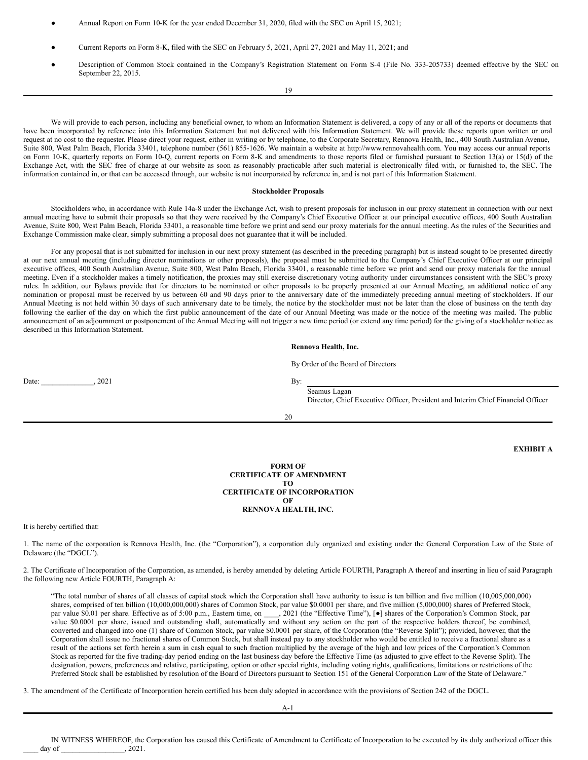- Annual Report on Form 10-K for the year ended December 31, 2020, filed with the SEC on April 15, 2021;
- Current Reports on Form 8-K, filed with the SEC on February 5, 2021, April 27, 2021 and May 11, 2021; and
- Description of Common Stock contained in the Company's Registration Statement on Form S-4 (File No. 333-205733) deemed effective by the SEC on September 22, 2015.

We will provide to each person, including any beneficial owner, to whom an Information Statement is delivered, a copy of any or all of the reports or documents that have been incorporated by reference into this Information Statement but not delivered with this Information Statement. We will provide these reports upon written or oral request at no cost to the requester. Please direct your request, either in writing or by telephone, to the Corporate Secretary, Rennova Health, Inc., 400 South Australian Avenue, Suite 800, West Palm Beach, Florida 33401, telephone number (561) 855-1626. We maintain a website at http://www.rennovahealth.com. You may access our annual reports on Form 10-K, quarterly reports on Form 10-Q, current reports on Form 8-K and amendments to those reports filed or furnished pursuant to Section 13(a) or 15(d) of the Exchange Act, with the SEC free of charge at our website as soon as reasonably practicable after such material is electronically filed with, or furnished to, the SEC. The information contained in, or that can be accessed through, our website is not incorporated by reference in, and is not part of this Information Statement.

**Stockholder Proposals**

Stockholders who, in accordance with Rule 14a-8 under the Exchange Act, wish to present proposals for inclusion in our proxy statement in connection with our next annual meeting have to submit their proposals so that they were received by the Company's Chief Executive Officer at our principal executive offices, 400 South Australian Avenue, Suite 800, West Palm Beach, Florida 33401, a reasonable time before we print and send our proxy materials for the annual meeting. As the rules of the Securities and Exchange Commission make clear, simply submitting a proposal does not guarantee that it will be included.

For any proposal that is not submitted for inclusion in our next proxy statement (as described in the preceding paragraph) but is instead sought to be presented directly at our next annual meeting (including director nominations or other proposals), the proposal must be submitted to the Company's Chief Executive Officer at our principal executive offices, 400 South Australian Avenue, Suite 800, West Palm Beach, Florida 33401, a reasonable time before we print and send our proxy materials for the annual meeting. Even if a stockholder makes a timely notification, the proxies may still exercise discretionary voting authority under circumstances consistent with the SEC's proxy rules. In addition, our Bylaws provide that for directors to be nominated or other proposals to be properly presented at our Annual Meeting, an additional notice of any nomination or proposal must be received by us between 60 and 90 days prior to the anniversary date of the immediately preceding annual meeting of stockholders. If our Annual Meeting is not held within 30 days of such anniversary date to be timely, the notice by the stockholder must not be later than the close of business on the tenth day following the earlier of the day on which the first public announcement of the date of our Annual Meeting was made or the notice of the meeting was mailed. The public announcement of an adjournment or postponement of the Annual Meeting will not trigger a new time period (or extend any time period) for the giving of a stockholder notice as described in this Information Statement.

**Rennova Health, Inc.**

By Order of the Board of Directors

Date: ______________, 2021

By: ______________________________

Seamus Lagan
Director, Chief Executive Officer, President and Interim Chief Financial Officer

**EXHIBIT A**

**FORM OF**
**CERTIFICATE OF AMENDMENT**
**TO**
**CERTIFICATE OF INCORPORATION**
**OF**
**RENNOVA HEALTH, INC.**

It is hereby certified that:

1. The name of the corporation is Rennova Health, Inc. (the "Corporation"), a corporation duly organized and existing under the General Corporation Law of the State of Delaware (the "DGCL").

2. The Certificate of Incorporation of the Corporation, as amended, is hereby amended by deleting Article FOURTH, Paragraph A thereof and inserting in lieu of said Paragraph the following new Article FOURTH, Paragraph A:

> "The total number of shares of all classes of capital stock which the Corporation shall have authority to issue is ten billion and five million (10,005,000,000) shares, comprised of ten billion (10,000,000,000) shares of Common Stock, par value $0.0001 per share, and five million (5,000,000) shares of Preferred Stock, par value $0.01 per share. Effective as of 5:00 p.m., Eastern time, on ____, 2021 (the "Effective Time"), [●] shares of the Corporation's Common Stock, par value $0.0001 per share, issued and outstanding shall, automatically and without any action on the part of the respective holders thereof, be combined, converted and changed into one (1) share of Common Stock, par value $0.0001 per share, of the Corporation (the "Reverse Split"); provided, however, that the Corporation shall issue no fractional shares of Common Stock, but shall instead pay to any stockholder who would be entitled to receive a fractional share as a result of the actions set forth herein a sum in cash equal to such fraction multiplied by the average of the high and low prices of the Corporation's Common Stock as reported for the five trading-day period ending on the last business day before the Effective Time (as adjusted to give effect to the Reverse Split). The designation, powers, preferences and relative, participating, option or other special rights, including voting rights, qualifications, limitations or restrictions of the Preferred Stock shall be established by resolution of the Board of Directors pursuant to Section 151 of the General Corporation Law of the State of Delaware."

3. The amendment of the Certificate of Incorporation herein certified has been duly adopted in accordance with the provisions of Section 242 of the DGCL.

IN WITNESS WHEREOF, the Corporation has caused this Certificate of Amendment to Certificate of Incorporation to be executed by its duly authorized officer this ____ day of _________________, 2021.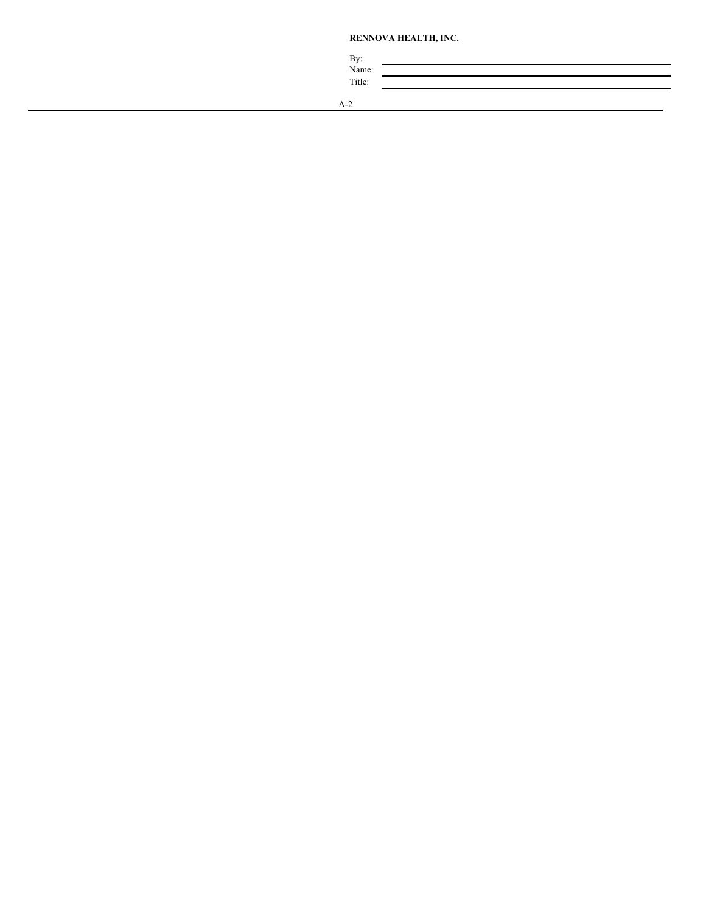**RENNOVA HEALTH, INC.**

By: \_\_\_\_\_\_\_\_\_\_\_\_\_\_\_\_\_\_\_\_\_\_\_\_\_\_\_\_\_\_

Name: \_\_\_\_\_\_\_\_\_\_\_\_\_\_\_\_\_\_\_\_\_\_\_\_\_\_\_\_

Title: \_\_\_\_\_\_\_\_\_\_\_\_\_\_\_\_\_\_\_\_\_\_\_\_\_\_\_\_\_

A-2